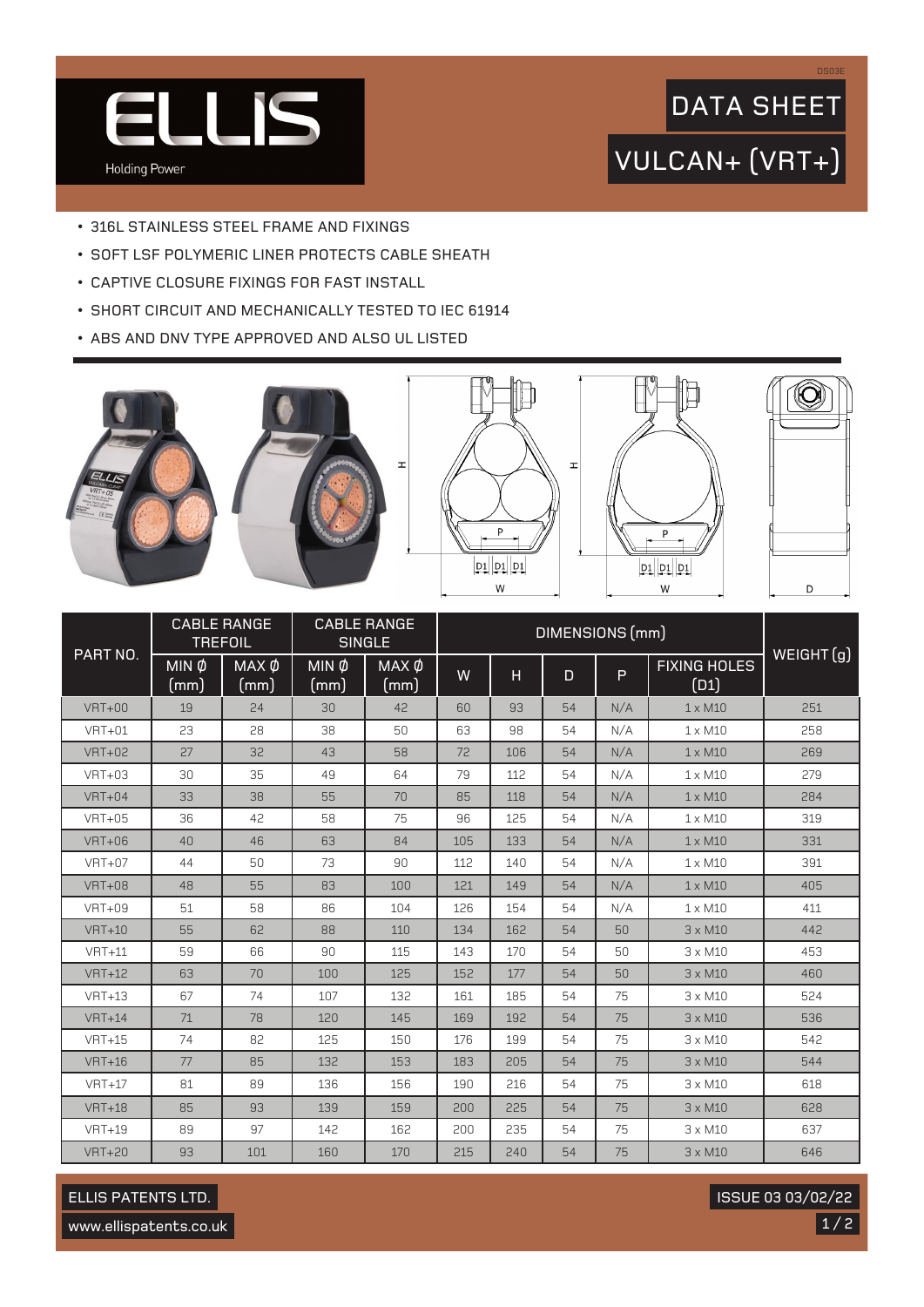# ELLIS

Holding Power

DS03E

## DATA SHEET

## VULCAN+ (VRT+)

- 316L STAINLESS STEEL FRAME AND FIXINGS
- SOFT LSF POLYMERIC LINER PROTECTS CABLE SHEATH
- CAPTIVE CLOSURE FIXINGS FOR FAST INSTALL
- SHORT CIRCUIT AND MECHANICALLY TESTED TO IEC 61914
- ABS AND DNV TYPE APPROVED AND ALSO UL LISTED

| PART NO. | CABLE RANGE TREFOIL | | CABLE RANGE SINGLE | | DIMENSIONS (mm) | | | | | WEIGHT (g) |
|---|---|---|---|---|---|---|---|---|---|---|
| | MIN Ø (mm) | MAX Ø (mm) | MIN Ø (mm) | MAX Ø (mm) | W | H | D | P | FIXING HOLES (D1) | |
| VRT+00 | 19 | 24 | 30 | 42 | 60 | 93 | 54 | N/A | 1 x M10 | 251 |
| VRT+01 | 23 | 28 | 38 | 50 | 63 | 98 | 54 | N/A | 1 x M10 | 258 |
| VRT+02 | 27 | 32 | 43 | 58 | 72 | 106 | 54 | N/A | 1 x M10 | 269 |
| VRT+03 | 30 | 35 | 49 | 64 | 79 | 112 | 54 | N/A | 1 x M10 | 279 |
| VRT+04 | 33 | 38 | 55 | 70 | 85 | 118 | 54 | N/A | 1 x M10 | 284 |
| VRT+05 | 36 | 42 | 58 | 75 | 96 | 125 | 54 | N/A | 1 x M10 | 319 |
| VRT+06 | 40 | 46 | 63 | 84 | 105 | 133 | 54 | N/A | 1 x M10 | 331 |
| VRT+07 | 44 | 50 | 73 | 90 | 112 | 140 | 54 | N/A | 1 x M10 | 391 |
| VRT+08 | 48 | 55 | 83 | 100 | 121 | 149 | 54 | N/A | 1 x M10 | 405 |
| VRT+09 | 51 | 58 | 86 | 104 | 126 | 154 | 54 | N/A | 1 x M10 | 411 |
| VRT+10 | 55 | 62 | 88 | 110 | 134 | 162 | 54 | 50 | 3 x M10 | 442 |
| VRT+11 | 59 | 66 | 90 | 115 | 143 | 170 | 54 | 50 | 3 x M10 | 453 |
| VRT+12 | 63 | 70 | 100 | 125 | 152 | 177 | 54 | 50 | 3 x M10 | 460 |
| VRT+13 | 67 | 74 | 107 | 132 | 161 | 185 | 54 | 75 | 3 x M10 | 524 |
| VRT+14 | 71 | 78 | 120 | 145 | 169 | 192 | 54 | 75 | 3 x M10 | 536 |
| VRT+15 | 74 | 82 | 125 | 150 | 176 | 199 | 54 | 75 | 3 x M10 | 542 |
| VRT+16 | 77 | 85 | 132 | 153 | 183 | 205 | 54 | 75 | 3 x M10 | 544 |
| VRT+17 | 81 | 89 | 136 | 156 | 190 | 216 | 54 | 75 | 3 x M10 | 618 |
| VRT+18 | 85 | 93 | 139 | 159 | 200 | 225 | 54 | 75 | 3 x M10 | 628 |
| VRT+19 | 89 | 97 | 142 | 162 | 200 | 235 | 54 | 75 | 3 x M10 | 637 |
| VRT+20 | 93 | 101 | 160 | 170 | 215 | 240 | 54 | 75 | 3 x M10 | 646 |

ELLIS PATENTS LTD.

www.ellispatents.co.uk

ISSUE 03 03/02/22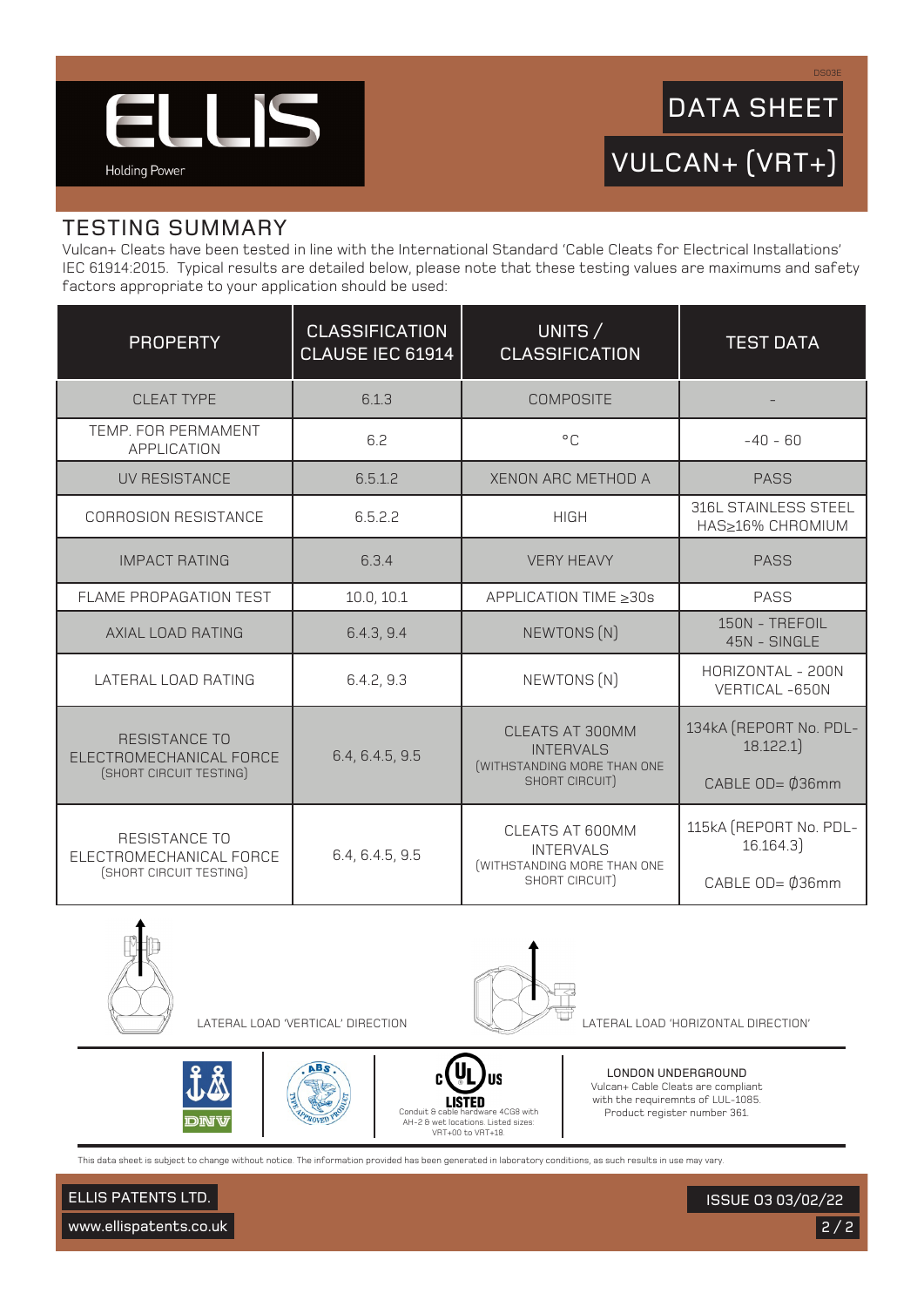ELLIS

Holding Power

DS03E

# DATA SHEET

# VULCAN+ (VRT+)

## TESTING SUMMARY

Vulcan+ Cleats have been tested in line with the International Standard 'Cable Cleats for Electrical Installations' IEC 61914:2015. Typical results are detailed below, please note that these testing values are maximums and safety factors appropriate to your application should be used:

| PROPERTY | CLASSIFICATION CLAUSE IEC 61914 | UNITS / CLASSIFICATION | TEST DATA |
|---|---|---|---|
| CLEAT TYPE | 6.1.3 | COMPOSITE | - |
| TEMP. FOR PERMAMENT APPLICATION | 6.2 | °C | -40 - 60 |
| UV RESISTANCE | 6.5.1.2 | XENON ARC METHOD A | PASS |
| CORROSION RESISTANCE | 6.5.2.2 | HIGH | 316L STAINLESS STEEL HAS≥16% CHROMIUM |
| IMPACT RATING | 6.3.4 | VERY HEAVY | PASS |
| FLAME PROPAGATION TEST | 10.0, 10.1 | APPLICATION TIME ≥30s | PASS |
| AXIAL LOAD RATING | 6.4.3, 9.4 | NEWTONS (N) | 150N - TREFOIL<br>45N - SINGLE |
| LATERAL LOAD RATING | 6.4.2, 9.3 | NEWTONS (N) | HORIZONTAL - 200N<br>VERTICAL -650N |
| RESISTANCE TO ELECTROMECHANICAL FORCE (SHORT CIRCUIT TESTING) | 6.4, 6.4.5, 9.5 | CLEATS AT 300MM INTERVALS (WITHSTANDING MORE THAN ONE SHORT CIRCUIT) | 134kA (REPORT No. PDL-18.122.1)<br>CABLE OD= Ø36mm |
| RESISTANCE TO ELECTROMECHANICAL FORCE (SHORT CIRCUIT TESTING) | 6.4, 6.4.5, 9.5 | CLEATS AT 600MM INTERVALS (WITHSTANDING MORE THAN ONE SHORT CIRCUIT) | 115kA (REPORT No. PDL-16.164.3)<br>CABLE OD= Ø36mm |

LATERAL LOAD 'VERTICAL' DIRECTION

LATERAL LOAD 'HORIZONTAL DIRECTION'

DNV

ABS TYPE APPROVED PRODUCT

c UL us LISTED
Conduit & cable hardware 4CG8 with AH-2 & wet locations. Listed sizes: VRT+00 to VRT+18.

LONDON UNDERGROUND
Vulcan+ Cable Cleats are compliant with the requiremnts of LUL-1085. Product register number 361.

This data sheet is subject to change without notice. The information provided has been generated in laboratory conditions, as such results in use may vary.

ELLIS PATENTS LTD.
www.ellispatents.co.uk

ISSUE 03 03/02/22